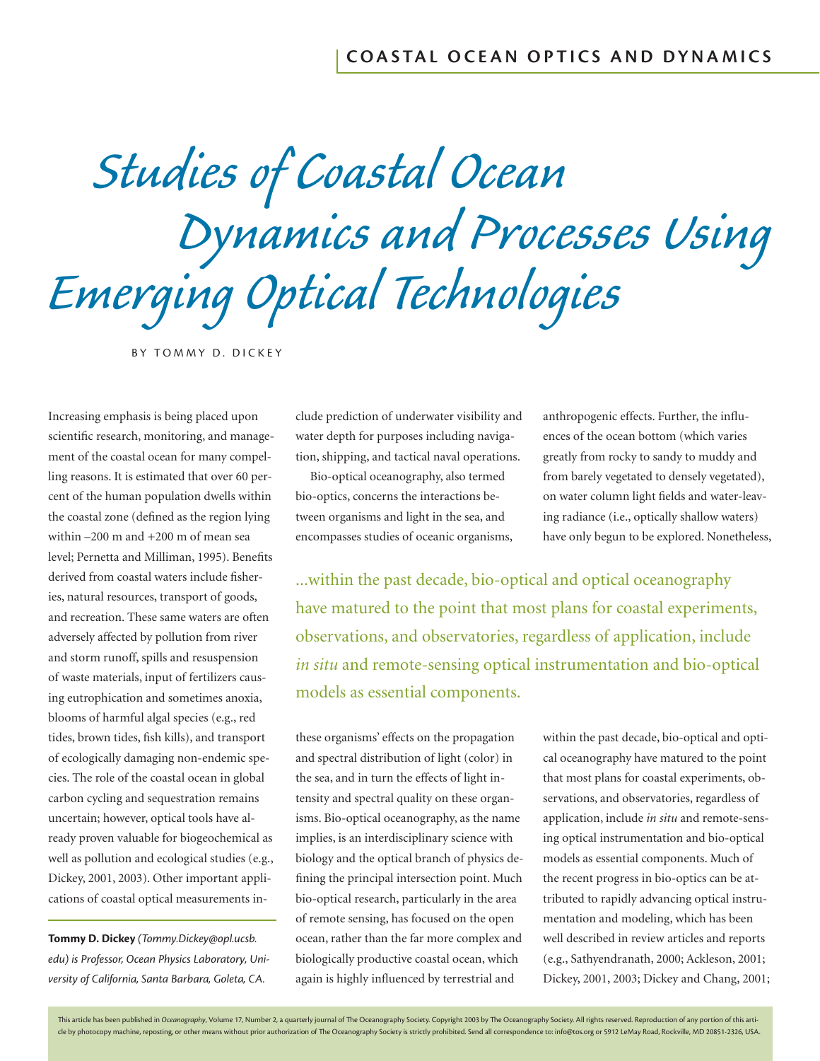# Studies of Coastal Ocean Dynamics and Processes Using Emerging Optical Technologies

BY TOMMY D. DICKEY

Increasing emphasis is being placed upon scientific research, monitoring, and management of the coastal ocean for many compelling reasons. It is estimated that over 60 percent of the human population dwells within the coastal zone (defined as the region lying within –200 m and +200 m of mean sea level; Pernetta and Milliman, 1995). Benefits derived from coastal waters include fisheries, natural resources, transport of goods, and recreation. These same waters are often adversely affected by pollution from river and storm runoff, spills and resuspension of waste materials, input of fertilizers causing eutrophication and sometimes anoxia, blooms of harmful algal species (e.g., red tides, brown tides, fish kills), and transport of ecologically damaging non-endemic species. The role of the coastal ocean in global carbon cycling and sequestration remains uncertain; however, optical tools have already proven valuable for biogeochemical as well as pollution and ecological studies (e.g., Dickey, 2001, 2003). Other important applications of coastal optical measurements include prediction of underwater visibility and water depth for purposes including navigation, shipping, and tactical naval operations.

Bio-optical oceanography, also termed bio-optics, concerns the interactions between organisms and light in the sea, and encompasses studies of oceanic organisms, these organisms' effects on the propagation and spectral distribution of light (color) in the sea, and in turn the effects of light intensity and spectral quality on these organisms. Bio-optical oceanography, as the name implies, is an interdisciplinary science with biology and the optical branch of physics defining the principal intersection point. Much bio-optical research, particularly in the area of remote sensing, has focused on the open ocean, rather than the far more complex and biologically productive coastal ocean, which again is highly influenced by terrestrial and anthropogenic effects. Further, the influences of the ocean bottom (which varies greatly from rocky to sandy to muddy and from barely vegetated to densely vegetated), on water column light fields and water-leaving radiance (i.e., optically shallow waters) have only begun to be explored. Nonetheless, within the past decade, bio-optical and optical oceanography have matured to the point that most plans for coastal experiments, observations, and observatories, regardless of application, include *in situ* and remote-sensing optical instrumentation and bio-optical models as essential components. Much of the recent progress in bio-optics can be attributed to rapidly advancing optical instrumentation and modeling, which has been well described in review articles and reports (e.g., Sathyendranath, 2000; Ackleson, 2001; Dickey, 2001, 2003; Dickey and Chang, 2001;

> ...within the past decade, bio-optical and optical oceanography have matured to the point that most plans for coastal experiments, observations, and observatories, regardless of application, include *in situ* and remote-sensing optical instrumentation and bio-optical models as essential components.

**Tommy D. Dickey** *(Tommy.Dickey@opl.ucsb.edu) is Professor, Ocean Physics Laboratory, University of California, Santa Barbara, Goleta, CA.*

This article has been published in *Oceanography*, Volume 17, Number 2, a quarterly journal of The Oceanography Society. Copyright 2003 by The Oceanography Society. All rights reserved. Reproduction of any portion of this article by photocopy machine, reposting, or other means without prior authorization of The Oceanography Society is strictly prohibited. Send all correspondence to: info@tos.org or 5912 LeMay Road, Rockville, MD 20851-2326, USA.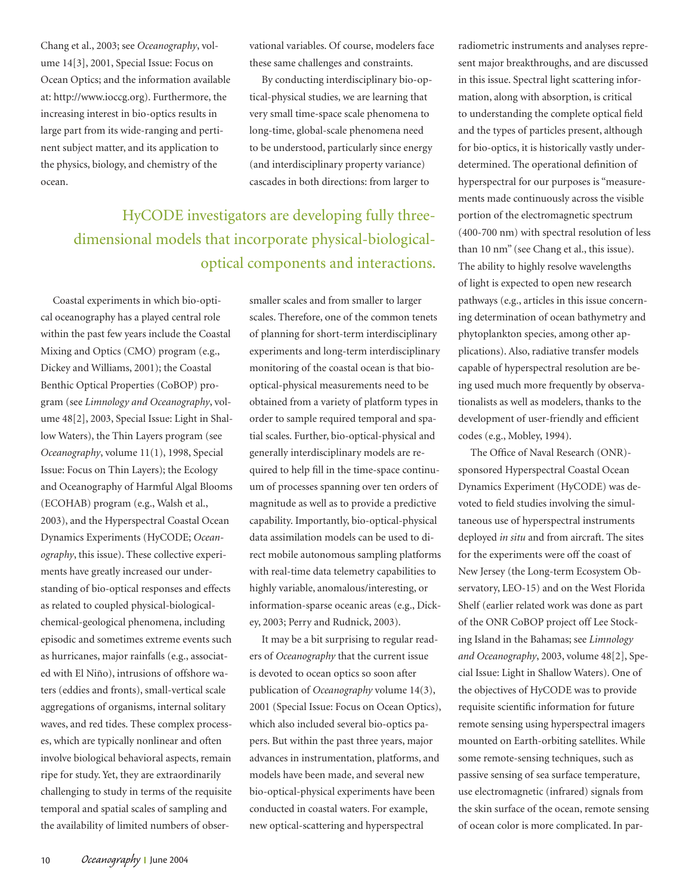Chang et al., 2003; see *Oceanography*, volume 14[3], 2001, Special Issue: Focus on Ocean Optics; and the information available at: http://www.ioccg.org). Furthermore, the increasing interest in bio-optics results in large part from its wide-ranging and pertinent subject matter, and its application to the physics, biology, and chemistry of the ocean.

Coastal experiments in which bio-optical oceanography has a played central role within the past few years include the Coastal Mixing and Optics (CMO) program (e.g., Dickey and Williams, 2001); the Coastal Benthic Optical Properties (CoBOP) program (see *Limnology and Oceanography*, volume 48[2], 2003, Special Issue: Light in Shallow Waters), the Thin Layers program (see *Oceanography*, volume 11(1), 1998, Special Issue: Focus on Thin Layers); the Ecology and Oceanography of Harmful Algal Blooms (ECOHAB) program (e.g., Walsh et al., 2003), and the Hyperspectral Coastal Ocean Dynamics Experiments (HyCODE; *Oceanography*, this issue). These collective experiments have greatly increased our understanding of bio-optical responses and effects as related to coupled physical-biological-chemical-geological phenomena, including episodic and sometimes extreme events such as hurricanes, major rainfalls (e.g., associated with El Niño), intrusions of offshore waters (eddies and fronts), small-vertical scale aggregations of organisms, internal solitary waves, and red tides. These complex processes, which are typically nonlinear and often involve biological behavioral aspects, remain ripe for study. Yet, they are extraordinarily challenging to study in terms of the requisite temporal and spatial scales of sampling and the availability of limited numbers of observational variables. Of course, modelers face these same challenges and constraints.

By conducting interdisciplinary bio-optical-physical studies, we are learning that very small time-space scale phenomena to long-time, global-scale phenomena need to be understood, particularly since energy (and interdisciplinary property variance) cascades in both directions: from larger to smaller scales and from smaller to larger scales. Therefore, one of the common tenets of planning for short-term interdisciplinary experiments and long-term interdisciplinary monitoring of the coastal ocean is that bio-optical-physical measurements need to be obtained from a variety of platform types in order to sample required temporal and spatial scales. Further, bio-optical-physical and generally interdisciplinary models are required to help fill in the time-space continuum of processes spanning over ten orders of magnitude as well as to provide a predictive capability. Importantly, bio-optical-physical data assimilation models can be used to direct mobile autonomous sampling platforms with real-time data telemetry capabilities to highly variable, anomalous/interesting, or information-sparse oceanic areas (e.g., Dickey, 2003; Perry and Rudnick, 2003).

> HyCODE investigators are developing fully three-dimensional models that incorporate physical-biological-optical components and interactions.

It may be a bit surprising to regular readers of *Oceanography* that the current issue is devoted to ocean optics so soon after publication of *Oceanography* volume 14(3), 2001 (Special Issue: Focus on Ocean Optics), which also included several bio-optics papers. But within the past three years, major advances in instrumentation, platforms, and models have been made, and several new bio-optical-physical experiments have been conducted in coastal waters. For example, new optical-scattering and hyperspectral radiometric instruments and analyses represent major breakthroughs, and are discussed in this issue. Spectral light scattering information, along with absorption, is critical to understanding the complete optical field and the types of particles present, although for bio-optics, it is historically vastly underdetermined. The operational definition of hyperspectral for our purposes is "measurements made continuously across the visible portion of the electromagnetic spectrum (400-700 nm) with spectral resolution of less than 10 nm" (see Chang et al., this issue). The ability to highly resolve wavelengths of light is expected to open new research pathways (e.g., articles in this issue concerning determination of ocean bathymetry and phytoplankton species, among other applications). Also, radiative transfer models capable of hyperspectral resolution are being used much more frequently by observationalists as well as modelers, thanks to the development of user-friendly and efficient codes (e.g., Mobley, 1994).

The Office of Naval Research (ONR)-sponsored Hyperspectral Coastal Ocean Dynamics Experiment (HyCODE) was devoted to field studies involving the simultaneous use of hyperspectral instruments deployed *in situ* and from aircraft. The sites for the experiments were off the coast of New Jersey (the Long-term Ecosystem Observatory, LEO-15) and on the West Florida Shelf (earlier related work was done as part of the ONR CoBOP project off Lee Stocking Island in the Bahamas; see *Limnology and Oceanography*, 2003, volume 48[2], Special Issue: Light in Shallow Waters). One of the objectives of HyCODE was to provide requisite scientific information for future remote sensing using hyperspectral imagers mounted on Earth-orbiting satellites. While some remote-sensing techniques, such as passive sensing of sea surface temperature, use electromagnetic (infrared) signals from the skin surface of the ocean, remote sensing of ocean color is more complicated. In par-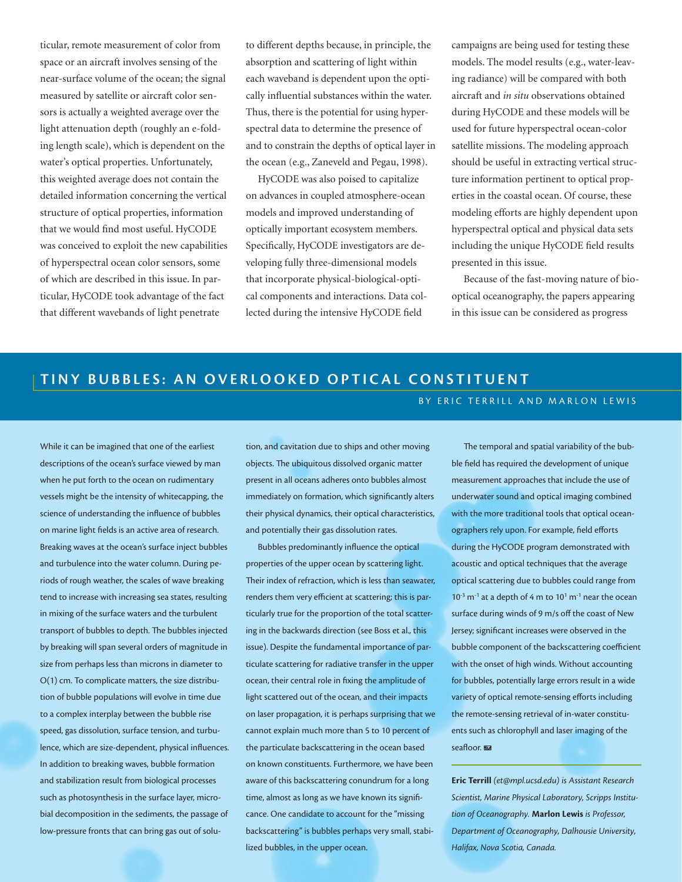ticular, remote measurement of color from space or an aircraft involves sensing of the near-surface volume of the ocean; the signal measured by satellite or aircraft color sensors is actually a weighted average over the light attenuation depth (roughly an e-folding length scale), which is dependent on the water's optical properties. Unfortunately, this weighted average does not contain the detailed information concerning the vertical structure of optical properties, information that we would find most useful. HyCODE was conceived to exploit the new capabilities of hyperspectral ocean color sensors, some of which are described in this issue. In particular, HyCODE took advantage of the fact that different wavebands of light penetrate to different depths because, in principle, the absorption and scattering of light within each waveband is dependent upon the optically influential substances within the water. Thus, there is the potential for using hyperspectral data to determine the presence of and to constrain the depths of optical layer in the ocean (e.g., Zaneveld and Pegau, 1998).

HyCODE was also poised to capitalize on advances in coupled atmosphere-ocean models and improved understanding of optically important ecosystem members. Specifically, HyCODE investigators are developing fully three-dimensional models that incorporate physical-biological-optical components and interactions. Data collected during the intensive HyCODE field campaigns are being used for testing these models. The model results (e.g., water-leaving radiance) will be compared with both aircraft and *in situ* observations obtained during HyCODE and these models will be used for future hyperspectral ocean-color satellite missions. The modeling approach should be useful in extracting vertical structure information pertinent to optical properties in the coastal ocean. Of course, these modeling efforts are highly dependent upon hyperspectral optical and physical data sets including the unique HyCODE field results presented in this issue.

Because of the fast-moving nature of bio-optical oceanography, the papers appearing in this issue can be considered as progress

## TINY BUBBLES: AN OVERLOOKED OPTICAL CONSTITUENT

BY ERIC TERRILL AND MARLON LEWIS

While it can be imagined that one of the earliest descriptions of the ocean's surface viewed by man when he put forth to the ocean on rudimentary vessels might be the intensity of whitecapping, the science of understanding the influence of bubbles on marine light fields is an active area of research. Breaking waves at the ocean's surface inject bubbles and turbulence into the water column. During periods of rough weather, the scales of wave breaking tend to increase with increasing sea states, resulting in mixing of the surface waters and the turbulent transport of bubbles to depth. The bubbles injected by breaking will span several orders of magnitude in size from perhaps less than microns in diameter to O(1) cm. To complicate matters, the size distribution of bubble populations will evolve in time due to a complex interplay between the bubble rise speed, gas dissolution, surface tension, and turbulence, which are size-dependent, physical influences. In addition to breaking waves, bubble formation and stabilization result from biological processes such as photosynthesis in the surface layer, microbial decomposition in the sediments, the passage of low-pressure fronts that can bring gas out of solution, and cavitation due to ships and other moving objects. The ubiquitous dissolved organic matter present in all oceans adheres onto bubbles almost immediately on formation, which significantly alters their physical dynamics, their optical characteristics, and potentially their gas dissolution rates.

Bubbles predominantly influence the optical properties of the upper ocean by scattering light. Their index of refraction, which is less than seawater, renders them very efficient at scattering; this is particularly true for the proportion of the total scattering in the backwards direction (see Boss et al., this issue). Despite the fundamental importance of particulate scattering for radiative transfer in the upper ocean, their central role in fixing the amplitude of light scattered out of the ocean, and their impacts on laser propagation, it is perhaps surprising that we cannot explain much more than 5 to 10 percent of the particulate backscattering in the ocean based on known constituents. Furthermore, we have been aware of this backscattering conundrum for a long time, almost as long as we have known its significance. One candidate to account for the "missing backscattering" is bubbles perhaps very small, stabilized bubbles, in the upper ocean.

The temporal and spatial variability of the bubble field has required the development of unique measurement approaches that include the use of underwater sound and optical imaging combined with the more traditional tools that optical oceanographers rely upon. For example, field efforts during the HyCODE program demonstrated with acoustic and optical techniques that the average optical scattering due to bubbles could range from $10^{-3}$ $m^{-1}$ at a depth of 4 m to $10^{1}$ $m^{-1}$ near the ocean surface during winds of 9 m/s off the coast of New Jersey; significant increases were observed in the bubble component of the backscattering coefficient with the onset of high winds. Without accounting for bubbles, potentially large errors result in a wide variety of optical remote-sensing efforts including the remote-sensing retrieval of in-water constituents such as chlorophyll and laser imaging of the seafloor.

**Eric Terrill** *(et@mpl.ucsd.edu) is Assistant Research Scientist, Marine Physical Laboratory, Scripps Institution of Oceanography.* **Marlon Lewis** *is Professor, Department of Oceanography, Dalhousie University, Halifax, Nova Scotia, Canada.*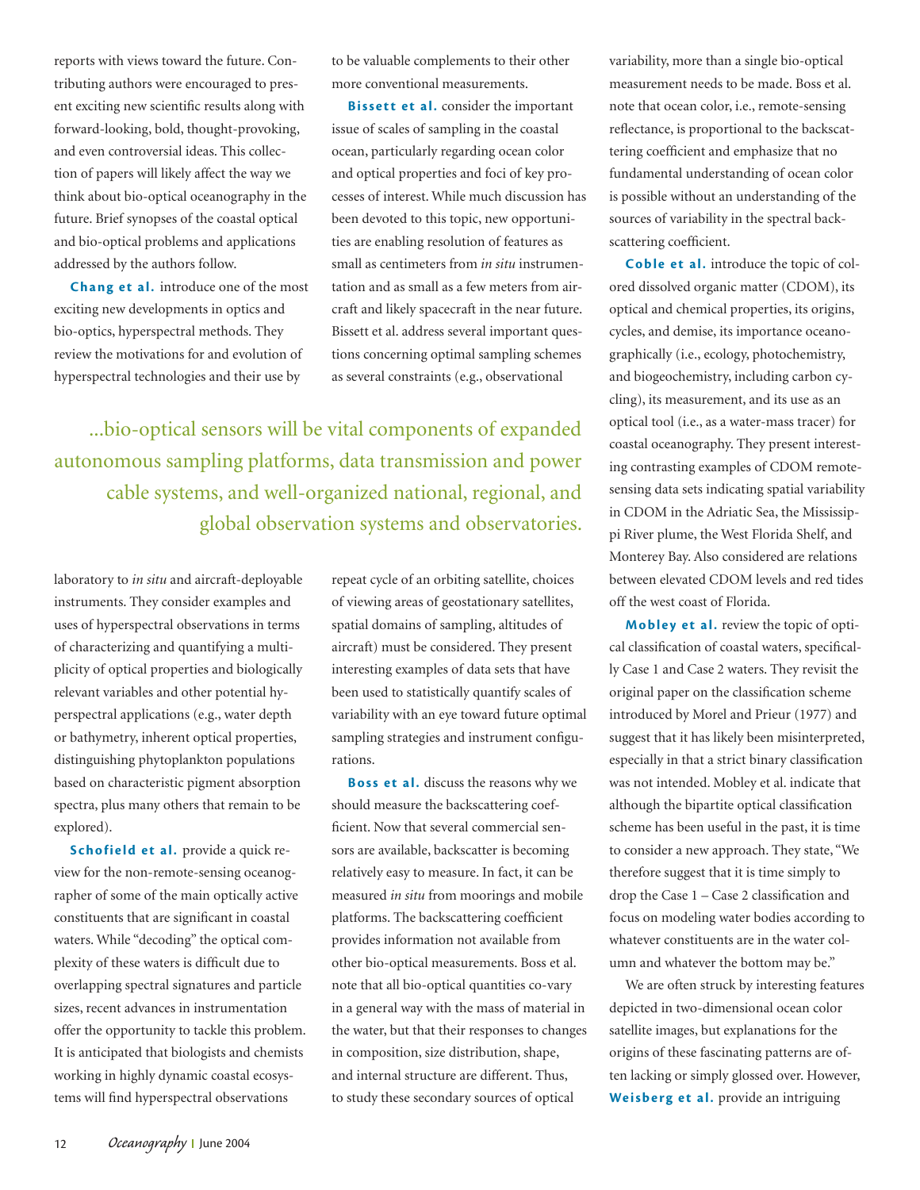reports with views toward the future. Contributing authors were encouraged to present exciting new scientific results along with forward-looking, bold, thought-provoking, and even controversial ideas. This collection of papers will likely affect the way we think about bio-optical oceanography in the future. Brief synopses of the coastal optical and bio-optical problems and applications addressed by the authors follow.

**Chang et al.** introduce one of the most exciting new developments in optics and bio-optics, hyperspectral methods. They review the motivations for and evolution of hyperspectral technologies and their use by laboratory to *in situ* and aircraft-deployable instruments. They consider examples and uses of hyperspectral observations in terms of characterizing and quantifying a multiplicity of optical properties and biologically relevant variables and other potential hyperspectral applications (e.g., water depth or bathymetry, inherent optical properties, distinguishing phytoplankton populations based on characteristic pigment absorption spectra, plus many others that remain to be explored).

**Schofield et al.** provide a quick review for the non-remote-sensing oceanographer of some of the main optically active constituents that are significant in coastal waters. While "decoding" the optical complexity of these waters is difficult due to overlapping spectral signatures and particle sizes, recent advances in instrumentation offer the opportunity to tackle this problem. It is anticipated that biologists and chemists working in highly dynamic coastal ecosystems will find hyperspectral observations to be valuable complements to their other more conventional measurements.

**Bissett et al.** consider the important issue of scales of sampling in the coastal ocean, particularly regarding ocean color and optical properties and foci of key processes of interest. While much discussion has been devoted to this topic, new opportunities are enabling resolution of features as small as centimeters from *in situ* instrumentation and as small as a few meters from aircraft and likely spacecraft in the near future. Bissett et al. address several important questions concerning optimal sampling schemes as several constraints (e.g., observational repeat cycle of an orbiting satellite, choices of viewing areas of geostationary satellites, spatial domains of sampling, altitudes of aircraft) must be considered. They present interesting examples of data sets that have been used to statistically quantify scales of variability with an eye toward future optimal sampling strategies and instrument configurations.

> ...bio-optical sensors will be vital components of expanded autonomous sampling platforms, data transmission and power cable systems, and well-organized national, regional, and global observation systems and observatories.

**Boss et al.** discuss the reasons why we should measure the backscattering coefficient. Now that several commercial sensors are available, backscatter is becoming relatively easy to measure. In fact, it can be measured *in situ* from moorings and mobile platforms. The backscattering coefficient provides information not available from other bio-optical measurements. Boss et al. note that all bio-optical quantities co-vary in a general way with the mass of material in the water, but that their responses to changes in composition, size distribution, shape, and internal structure are different. Thus, to study these secondary sources of optical variability, more than a single bio-optical measurement needs to be made. Boss et al. note that ocean color, i.e., remote-sensing reflectance, is proportional to the backscattering coefficient and emphasize that no fundamental understanding of ocean color is possible without an understanding of the sources of variability in the spectral backscattering coefficient.

**Coble et al.** introduce the topic of colored dissolved organic matter (CDOM), its optical and chemical properties, its origins, cycles, and demise, its importance oceanographically (i.e., ecology, photochemistry, and biogeochemistry, including carbon cycling), its measurement, and its use as an optical tool (i.e., as a water-mass tracer) for coastal oceanography. They present interesting contrasting examples of CDOM remote-sensing data sets indicating spatial variability in CDOM in the Adriatic Sea, the Mississippi River plume, the West Florida Shelf, and Monterey Bay. Also considered are relations between elevated CDOM levels and red tides off the west coast of Florida.

**Mobley et al.** review the topic of optical classification of coastal waters, specifically Case 1 and Case 2 waters. They revisit the original paper on the classification scheme introduced by Morel and Prieur (1977) and suggest that it has likely been misinterpreted, especially in that a strict binary classification was not intended. Mobley et al. indicate that although the bipartite optical classification scheme has been useful in the past, it is time to consider a new approach. They state, "We therefore suggest that it is time simply to drop the Case 1 – Case 2 classification and focus on modeling water bodies according to whatever constituents are in the water column and whatever the bottom may be."

We are often struck by interesting features depicted in two-dimensional ocean color satellite images, but explanations for the origins of these fascinating patterns are often lacking or simply glossed over. However, **Weisberg et al.** provide an intriguing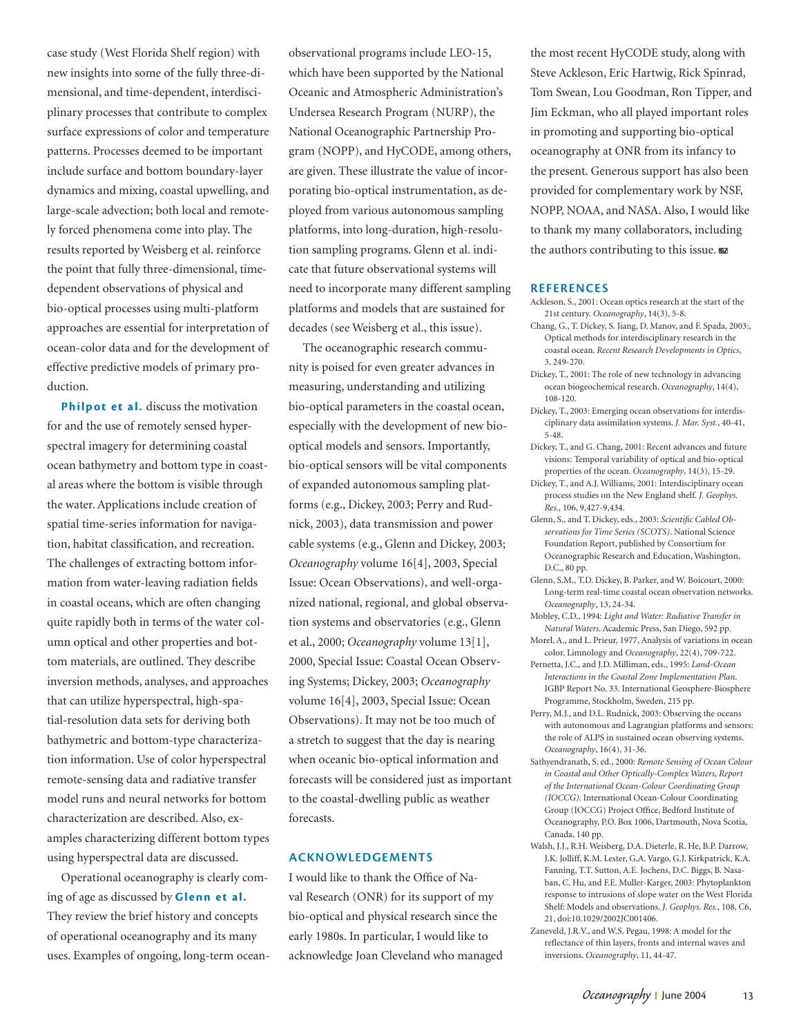case study (West Florida Shelf region) with new insights into some of the fully three-dimensional, and time-dependent, interdisciplinary processes that contribute to complex surface expressions of color and temperature patterns. Processes deemed to be important include surface and bottom boundary-layer dynamics and mixing, coastal upwelling, and large-scale advection; both local and remotely forced phenomena come into play. The results reported by Weisberg et al. reinforce the point that fully three-dimensional, time-dependent observations of physical and bio-optical processes using multi-platform approaches are essential for interpretation of ocean-color data and for the development of effective predictive models of primary production.

**Philpot et al.** discuss the motivation for and the use of remotely sensed hyperspectral imagery for determining coastal ocean bathymetry and bottom type in coastal areas where the bottom is visible through the water. Applications include creation of spatial time-series information for navigation, habitat classification, and recreation. The challenges of extracting bottom information from water-leaving radiation fields in coastal oceans, which are often changing quite rapidly both in terms of the water column optical and other properties and bottom materials, are outlined. They describe inversion methods, analyses, and approaches that can utilize hyperspectral, high-spatial-resolution data sets for deriving both bathymetric and bottom-type characterization information. Use of color hyperspectral remote-sensing data and radiative transfer model runs and neural networks for bottom characterization are described. Also, examples characterizing different bottom types using hyperspectral data are discussed.

Operational oceanography is clearly coming of age as discussed by **Glenn et al.** They review the brief history and concepts of operational oceanography and its many uses. Examples of ongoing, long-term ocean-observational programs include LEO-15, which have been supported by the National Oceanic and Atmospheric Administration's Undersea Research Program (NURP), the National Oceanographic Partnership Program (NOPP), and HyCODE, among others, are given. These illustrate the value of incorporating bio-optical instrumentation, as deployed from various autonomous sampling platforms, into long-duration, high-resolution sampling programs. Glenn et al. indicate that future observational systems will need to incorporate many different sampling platforms and models that are sustained for decades (see Weisberg et al., this issue).

The oceanographic research community is poised for even greater advances in measuring, understanding and utilizing bio-optical parameters in the coastal ocean, especially with the development of new bio-optical models and sensors. Importantly, bio-optical sensors will be vital components of expanded autonomous sampling platforms (e.g., Dickey, 2003; Perry and Rudnick, 2003), data transmission and power cable systems (e.g., Glenn and Dickey, 2003; *Oceanography* volume 16[4], 2003, Special Issue: Ocean Observations), and well-organized national, regional, and global observation systems and observatories (e.g., Glenn et al., 2000; *Oceanography* volume 13[1], 2000, Special Issue: Coastal Ocean Observing Systems; Dickey, 2003; *Oceanography* volume 16[4], 2003, Special Issue: Ocean Observations). It may not be too much of a stretch to suggest that the day is nearing when oceanic bio-optical information and forecasts will be considered just as important to the coastal-dwelling public as weather forecasts.

## ACKNOWLEDGEMENTS

I would like to thank the Office of Naval Research (ONR) for its support of my bio-optical and physical research since the early 1980s. In particular, I would like to acknowledge Joan Cleveland who managed the most recent HyCODE study, along with Steve Ackleson, Eric Hartwig, Rick Spinrad, Tom Swean, Lou Goodman, Ron Tipper, and Jim Eckman, who all played important roles in promoting and supporting bio-optical oceanography at ONR from its infancy to the present. Generous support has also been provided for complementary work by NSF, NOPP, NOAA, and NASA. Also, I would like to thank my many collaborators, including the authors contributing to this issue.

## REFERENCES

Ackleson, S., 2001: Ocean optics research at the start of the 21st century. *Oceanography*, 14(3), 5-8.

Chang, G., T. Dickey, S. Jiang, D. Manov, and F. Spada, 2003:, Optical methods for interdisciplinary research in the coastal ocean. *Recent Research Developments in Optics*, 3, 249-270.

Dickey, T., 2001: The role of new technology in advancing ocean biogeochemical research. *Oceanography*, 14(4), 108-120.

Dickey, T., 2003: Emerging ocean observations for interdisciplinary data assimilation systems. *J. Mar. Syst.*, 40-41, 5-48.

Dickey, T., and G. Chang, 2001: Recent advances and future visions: Temporal variability of optical and bio-optical properties of the ocean. *Oceanography*, 14(3), 15-29.

Dickey, T., and A.J. Williams, 2001: Interdisciplinary ocean process studies on the New England shelf. *J. Geophys. Res.*, 106, 9,427-9,434.

Glenn, S., and T. Dickey, eds., 2003: *Scientific Cabled Observations for Time Series (SCOTS)*. National Science Foundation Report, published by Consortium for Oceanographic Research and Education, Washington, D.C., 80 pp.

Glenn, S.M., T.D. Dickey, B. Parker, and W. Boicourt, 2000: Long-term real-time coastal ocean observation networks. *Oceanography*, 13, 24-34.

Mobley, C.D., 1994: *Light and Water: Radiative Transfer in Natural Waters*. Academic Press, San Diego, 592 pp.

Morel, A., and L. Prieur, 1977, Analysis of variations in ocean color. Limnology and *Oceanography*, 22(4), 709-722.

Pernetta, J.C., and J.D. Milliman, eds., 1995: *Land-Ocean Interactions in the Coastal Zone Implementation Plan*. IGBP Report No. 33. International Geosphere-Biosphere Programme, Stockholm, Sweden, 215 pp.

Perry, M.J., and D.L. Rudnick, 2003: Observing the oceans with autonomous and Lagrangian platforms and sensors: the role of ALPS in sustained ocean observing systems. *Oceanography*, 16(4), 31-36.

Sathyendranath, S. ed., 2000: *Remote Sensing of Ocean Colour in Coastal and Other Optically-Complex Waters, Report of the International Ocean-Colour Coordinating Group (IOCCG)*. International Ocean-Colour Coordinating Group (IOCCG) Project Office, Bedford Institute of Oceanography, P.O. Box 1006, Dartmouth, Nova Scotia, Canada, 140 pp.

Walsh, J.J., R.H. Weisberg, D.A. Dieterle, R. He, B.P. Darrow, J.K. Jolliff, K.M. Lester, G.A. Vargo, G.J. Kirkpatrick, K.A. Fanning, T.T. Sutton, A.E. Jochens, D.C. Biggs, B. Nasaban, C. Hu, and F.E. Muller-Karger, 2003: Phytoplankton response to intrusions of slope water on the West Florida Shelf: Models and observations. *J. Geophys. Res.*, 108, C6, 21, doi:10.1029/2002JC001406.

Zaneveld, J.R.V., and W.S. Pegau, 1998: A model for the reflectance of thin layers, fronts and internal waves and inversions. *Oceanography*, 11, 44-47.